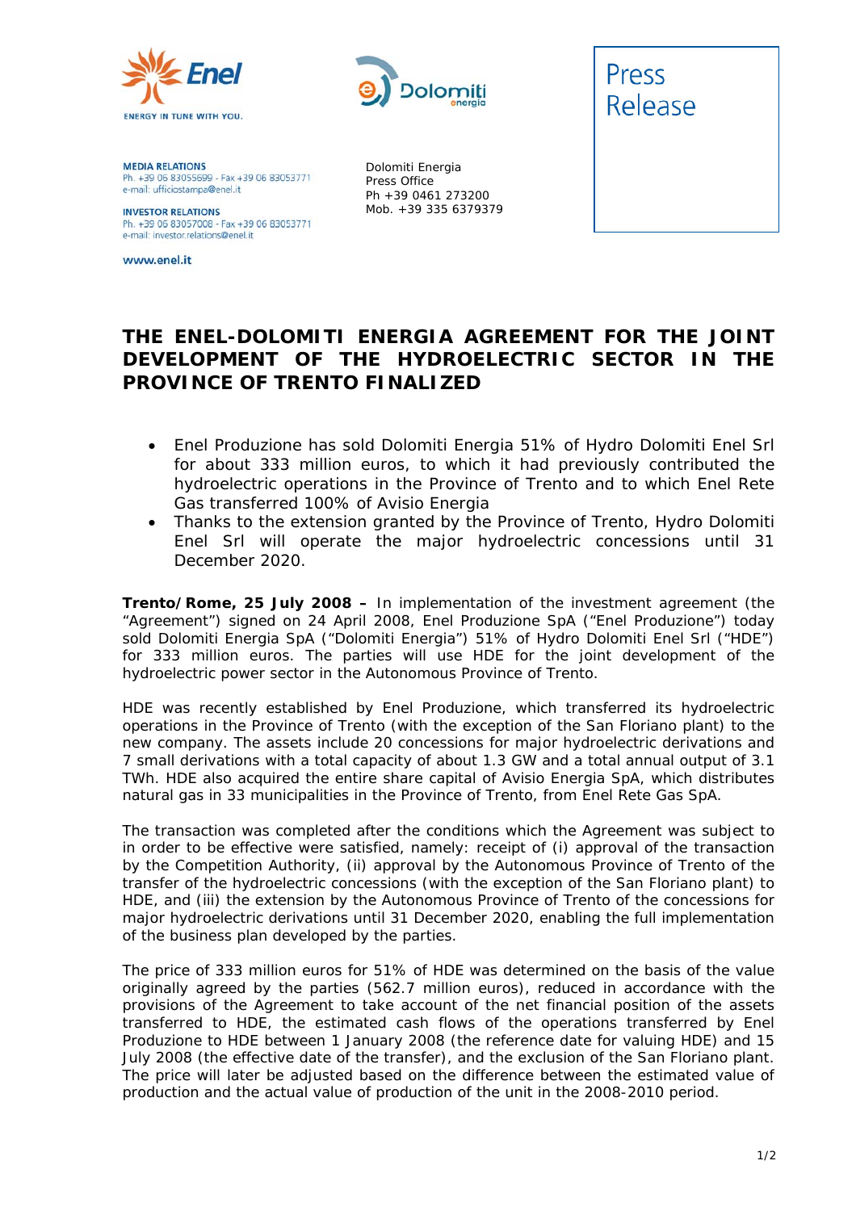Enel

ENERGY IN TUNE WITH YOU.

**MEDIA RELATIONS**
Ph. +39 06 83055699 - Fax +39 06 83053771
e-mail: ufficiostampa@enel.it

**INVESTOR RELATIONS**
Ph. +39 06 83057008 - Fax +39 06 83053771
e-mail: investor.relations@enel.it

www.enel.it

Dolomiti energia

Dolomiti Energia
Press Office
Ph +39 0461 273200
Mob. +39 335 6379379

Press Release

# THE ENEL-DOLOMITI ENERGIA AGREEMENT FOR THE JOINT DEVELOPMENT OF THE HYDROELECTRIC SECTOR IN THE PROVINCE OF TRENTO FINALIZED

- Enel Produzione has sold Dolomiti Energia 51% of Hydro Dolomiti Enel Srl for about 333 million euros, to which it had previously contributed the hydroelectric operations in the Province of Trento and to which Enel Rete Gas transferred 100% of Avisio Energia
- Thanks to the extension granted by the Province of Trento, Hydro Dolomiti Enel Srl will operate the major hydroelectric concessions until 31 December 2020.

**Trento/Rome, 25 July 2008 –** In implementation of the investment agreement (the "Agreement") signed on 24 April 2008, Enel Produzione SpA ("Enel Produzione") today sold Dolomiti Energia SpA ("Dolomiti Energia") 51% of Hydro Dolomiti Enel Srl ("HDE") for 333 million euros. The parties will use HDE for the joint development of the hydroelectric power sector in the Autonomous Province of Trento.

HDE was recently established by Enel Produzione, which transferred its hydroelectric operations in the Province of Trento (with the exception of the San Floriano plant) to the new company. The assets include 20 concessions for major hydroelectric derivations and 7 small derivations with a total capacity of about 1.3 GW and a total annual output of 3.1 TWh. HDE also acquired the entire share capital of Avisio Energia SpA, which distributes natural gas in 33 municipalities in the Province of Trento, from Enel Rete Gas SpA.

The transaction was completed after the conditions which the Agreement was subject to in order to be effective were satisfied, namely: receipt of (i) approval of the transaction by the Competition Authority, (ii) approval by the Autonomous Province of Trento of the transfer of the hydroelectric concessions (with the exception of the San Floriano plant) to HDE, and (iii) the extension by the Autonomous Province of Trento of the concessions for major hydroelectric derivations until 31 December 2020, enabling the full implementation of the business plan developed by the parties.

The price of 333 million euros for 51% of HDE was determined on the basis of the value originally agreed by the parties (562.7 million euros), reduced in accordance with the provisions of the Agreement to take account of the net financial position of the assets transferred to HDE, the estimated cash flows of the operations transferred by Enel Produzione to HDE between 1 January 2008 (the reference date for valuing HDE) and 15 July 2008 (the effective date of the transfer), and the exclusion of the San Floriano plant. The price will later be adjusted based on the difference between the estimated value of production and the actual value of production of the unit in the 2008-2010 period.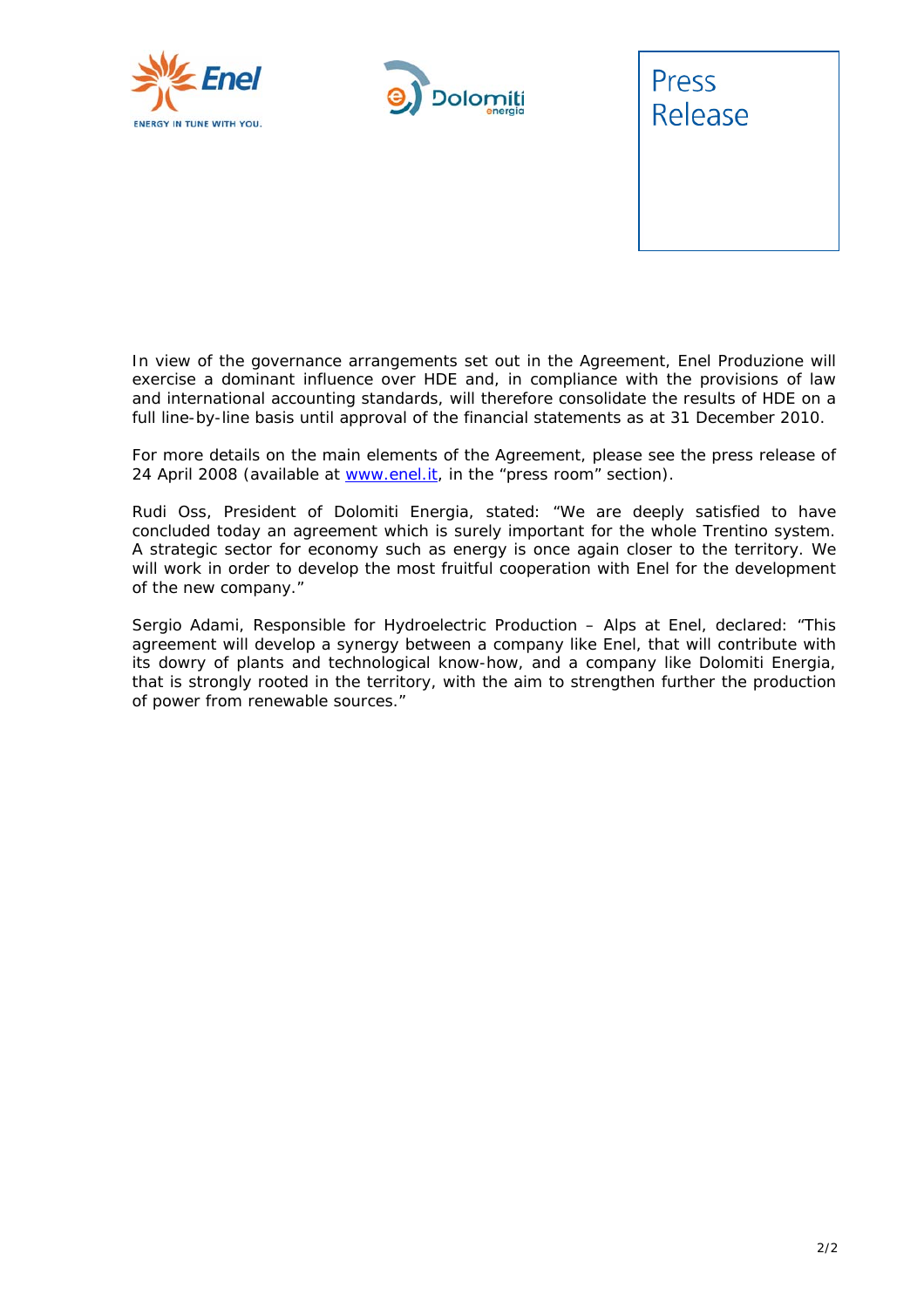Press Release

In view of the governance arrangements set out in the Agreement, Enel Produzione will exercise a dominant influence over HDE and, in compliance with the provisions of law and international accounting standards, will therefore consolidate the results of HDE on a full line-by-line basis until approval of the financial statements as at 31 December 2010.

For more details on the main elements of the Agreement, please see the press release of 24 April 2008 (available at [www.enel.it](http://www.enel.it), in the "press room" section).

Rudi Oss, President of Dolomiti Energia, stated: "We are deeply satisfied to have concluded today an agreement which is surely important for the whole Trentino system. A strategic sector for economy such as energy is once again closer to the territory. We will work in order to develop the most fruitful cooperation with Enel for the development of the new company."

Sergio Adami, Responsible for Hydroelectric Production – Alps at Enel, declared: "This agreement will develop a synergy between a company like Enel, that will contribute with its dowry of plants and technological know-how, and a company like Dolomiti Energia, that is strongly rooted in the territory, with the aim to strengthen further the production of power from renewable sources."